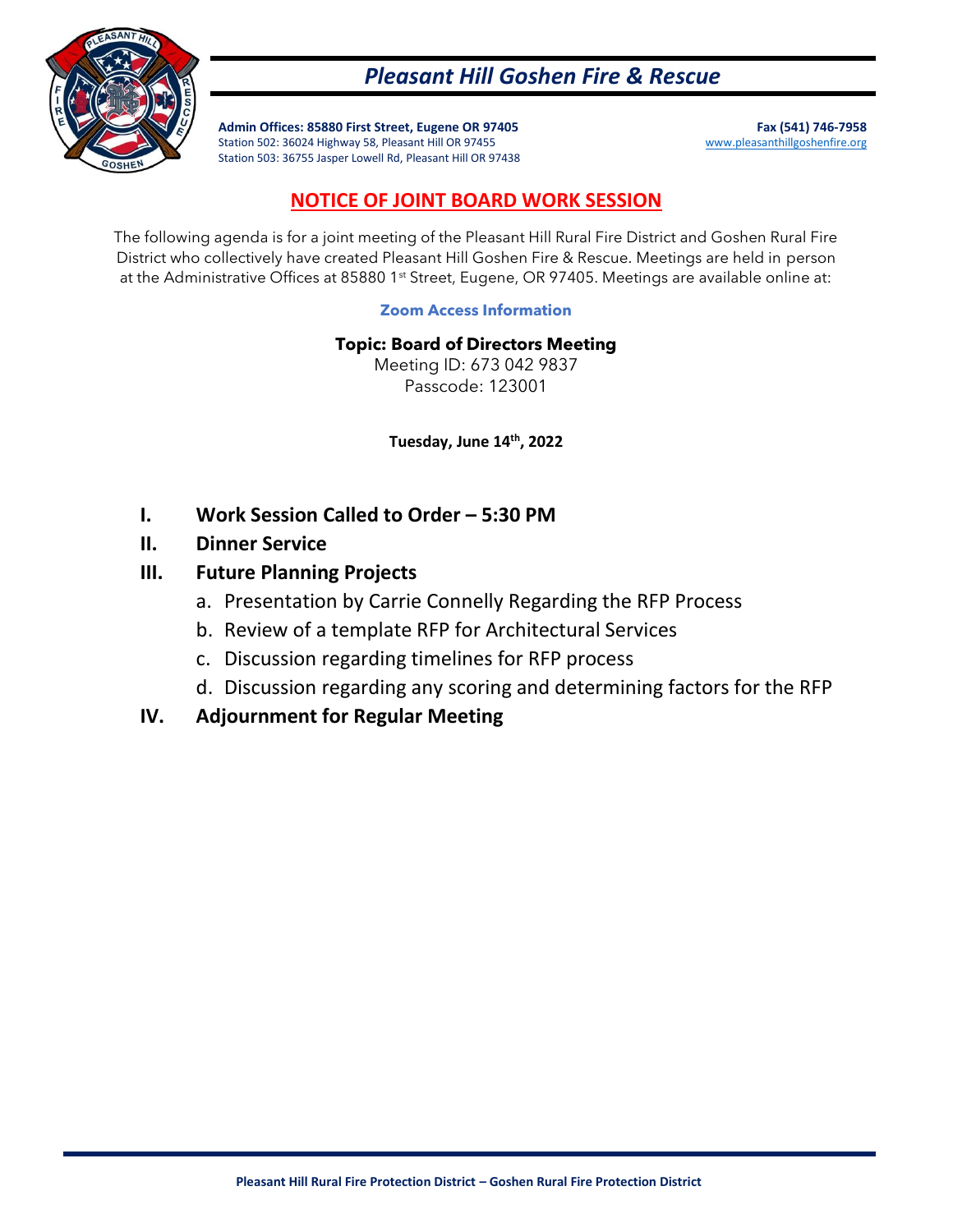# *Pleasant Hill Goshen Fire & Rescue*

**Admin Offices: 85880 First Street, Eugene OR 97405**
Station 502: 36024 Highway 58, Pleasant Hill OR 97455
Station 503: 36755 Jasper Lowell Rd, Pleasant Hill OR 97438

**Fax (541) 746-7958**
www.pleasanthillgoshenfire.org

## NOTICE OF JOINT BOARD WORK SESSION

The following agenda is for a joint meeting of the Pleasant Hill Rural Fire District and Goshen Rural Fire District who collectively have created Pleasant Hill Goshen Fire & Rescue. Meetings are held in person at the Administrative Offices at 85880 1st Street, Eugene, OR 97405. Meetings are available online at:

**Zoom Access Information**

**Topic: Board of Directors Meeting**
Meeting ID: 673 042 9837
Passcode: 123001

**Tuesday, June 14th, 2022**

- **I. Work Session Called to Order – 5:30 PM**
- **II. Dinner Service**
- **III. Future Planning Projects**
  - a. Presentation by Carrie Connelly Regarding the RFP Process
  - b. Review of a template RFP for Architectural Services
  - c. Discussion regarding timelines for RFP process
  - d. Discussion regarding any scoring and determining factors for the RFP
- **IV. Adjournment for Regular Meeting**

**Pleasant Hill Rural Fire Protection District – Goshen Rural Fire Protection District**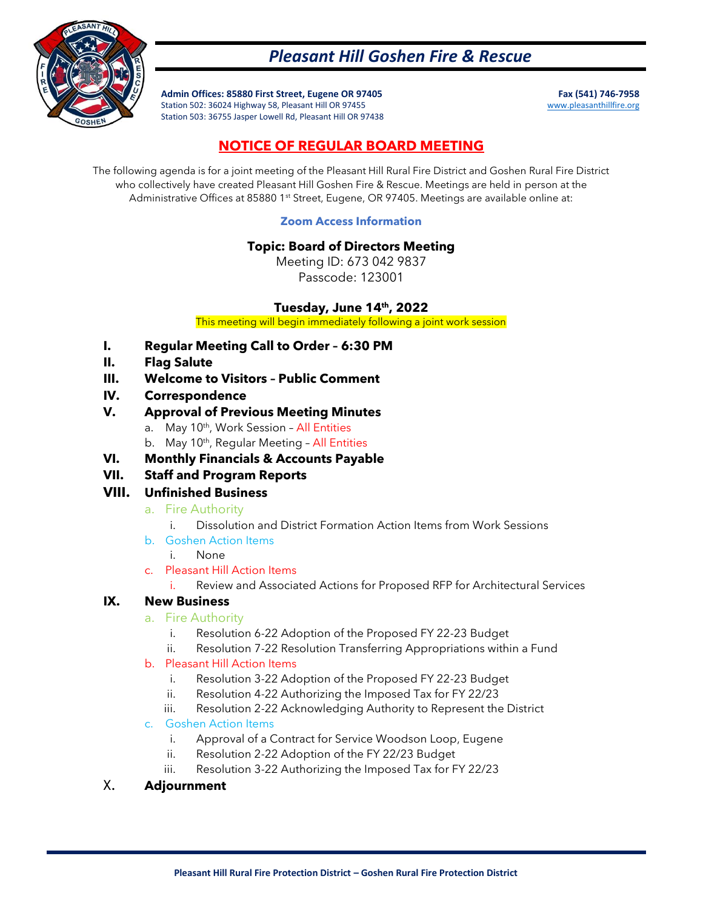# Pleasant Hill Goshen Fire & Rescue

**Admin Offices: 85880 First Street, Eugene OR 97405**
Station 502: 36024 Highway 58, Pleasant Hill OR 97455
Station 503: 36755 Jasper Lowell Rd, Pleasant Hill OR 97438

**Fax (541) 746-7958**
www.pleasanthillfire.org

## NOTICE OF REGULAR BOARD MEETING

The following agenda is for a joint meeting of the Pleasant Hill Rural Fire District and Goshen Rural Fire District who collectively have created Pleasant Hill Goshen Fire & Rescue. Meetings are held in person at the Administrative Offices at 85880 1st Street, Eugene, OR 97405. Meetings are available online at:

**Zoom Access Information**

**Topic: Board of Directors Meeting**
Meeting ID: 673 042 9837
Passcode: 123001

**Tuesday, June 14th, 2022**
This meeting will begin immediately following a joint work session

- **I. Regular Meeting Call to Order – 6:30 PM**
- **II. Flag Salute**
- **III. Welcome to Visitors – Public Comment**
- **IV. Correspondence**
- **V. Approval of Previous Meeting Minutes**
  - a. May 10th, Work Session – All Entities
  - b. May 10th, Regular Meeting – All Entities
- **VI. Monthly Financials & Accounts Payable**
- **VII. Staff and Program Reports**
- **VIII. Unfinished Business**
  - a. Fire Authority
    - i. Dissolution and District Formation Action Items from Work Sessions
  - b. Goshen Action Items
    - i. None
  - c. Pleasant Hill Action Items
    - i. Review and Associated Actions for Proposed RFP for Architectural Services
- **IX. New Business**
  - a. Fire Authority
    - i. Resolution 6-22 Adoption of the Proposed FY 22-23 Budget
    - ii. Resolution 7-22 Resolution Transferring Appropriations within a Fund
  - b. Pleasant Hill Action Items
    - i. Resolution 3-22 Adoption of the Proposed FY 22-23 Budget
    - ii. Resolution 4-22 Authorizing the Imposed Tax for FY 22/23
    - iii. Resolution 2-22 Acknowledging Authority to Represent the District
  - c. Goshen Action Items
    - i. Approval of a Contract for Service Woodson Loop, Eugene
    - ii. Resolution 2-22 Adoption of the FY 22/23 Budget
    - iii. Resolution 3-22 Authorizing the Imposed Tax for FY 22/23
- X. **Adjournment**

**Pleasant Hill Rural Fire Protection District – Goshen Rural Fire Protection District**